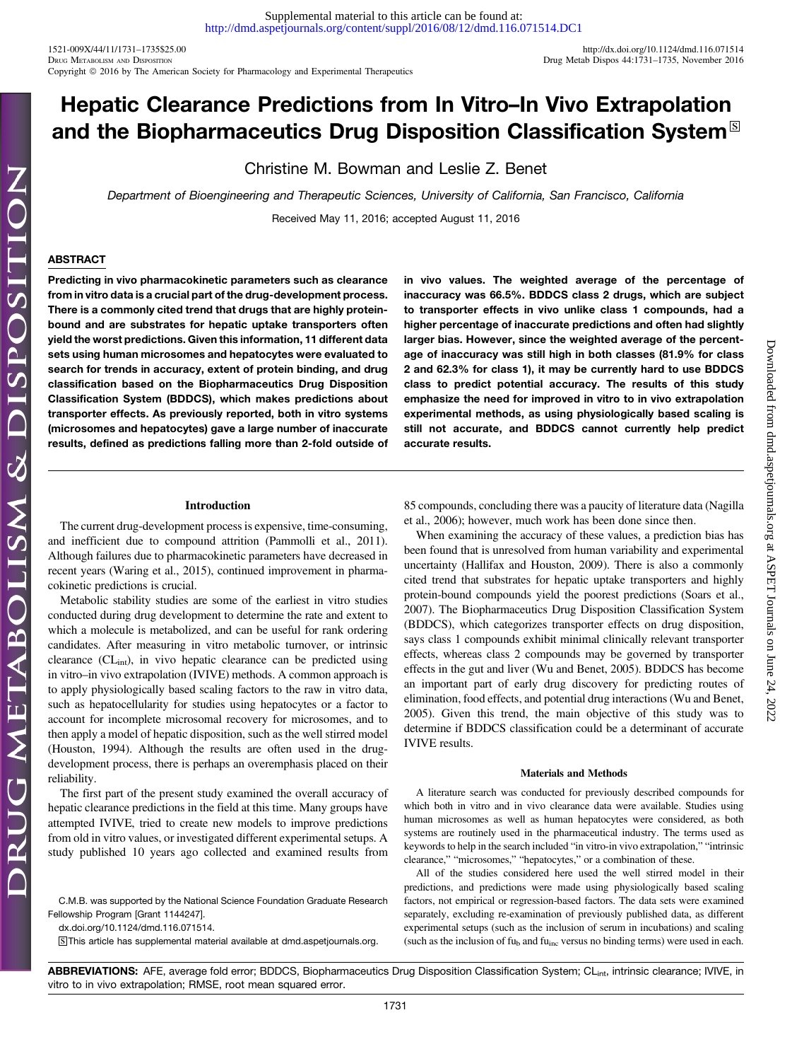# Hepatic Clearance Predictions from In Vitro–In Vivo Extrapolation and the Biopharmaceutics Drug Disposition Classification System

Christine M. Bowman and Leslie Z. Benet

*Department of Bioengineering and Therapeutic Sciences, University of California, San Francisco, California*

Received May 11, 2016; accepted August 11, 2016

## ABSTRACT

**Predicting in vivo pharmacokinetic parameters such as clearance from in vitro data is a crucial part of the drug-development process. There is a commonly cited trend that drugs that are highly protein-bound and are substrates for hepatic uptake transporters often yield the worst predictions. Given this information, 11 different data sets using human microsomes and hepatocytes were evaluated to search for trends in accuracy, extent of protein binding, and drug classification based on the Biopharmaceutics Drug Disposition Classification System (BDDCS), which makes predictions about transporter effects. As previously reported, both in vitro systems (microsomes and hepatocytes) gave a large number of inaccurate results, defined as predictions falling more than 2-fold outside of in vivo values. The weighted average of the percentage of inaccuracy was 66.5%. BDDCS class 2 drugs, which are subject to transporter effects in vivo unlike class 1 compounds, had a higher percentage of inaccurate predictions and often had slightly larger bias. However, since the weighted average of the percentage of inaccuracy was still high in both classes (81.9% for class 2 and 62.3% for class 1), it may be currently hard to use BDDCS class to predict potential accuracy. The results of this study emphasize the need for improved in vitro to in vivo extrapolation experimental methods, as using physiologically based scaling is still not accurate, and BDDCS cannot currently help predict accurate results.**

## Introduction

The current drug-development process is expensive, time-consuming, and inefficient due to compound attrition (Pammolli et al., 2011). Although failures due to pharmacokinetic parameters have decreased in recent years (Waring et al., 2015), continued improvement in pharmacokinetic predictions is crucial.

Metabolic stability studies are some of the earliest in vitro studies conducted during drug development to determine the rate and extent to which a molecule is metabolized, and can be useful for rank ordering candidates. After measuring in vitro metabolic turnover, or intrinsic clearance ($CL_{int}$), in vivo hepatic clearance can be predicted using in vitro–in vivo extrapolation (IVIVE) methods. A common approach is to apply physiologically based scaling factors to the raw in vitro data, such as hepatocellularity for studies using hepatocytes or a factor to account for incomplete microsomal recovery for microsomes, and to then apply a model of hepatic disposition, such as the well stirred model (Houston, 1994). Although the results are often used in the drug-development process, there is perhaps an overemphasis placed on their reliability.

The first part of the present study examined the overall accuracy of hepatic clearance predictions in the field at this time. Many groups have attempted IVIVE, tried to create new models to improve predictions from old in vitro values, or investigated different experimental setups. A study published 10 years ago collected and examined results from 85 compounds, concluding there was a paucity of literature data (Nagilla et al., 2006); however, much work has been done since then.

When examining the accuracy of these values, a prediction bias has been found that is unresolved from human variability and experimental uncertainty (Hallifax and Houston, 2009). There is also a commonly cited trend that substrates for hepatic uptake transporters and highly protein-bound compounds yield the poorest predictions (Soars et al., 2007). The Biopharmaceutics Drug Disposition Classification System (BDDCS), which categorizes transporter effects on drug disposition, says class 1 compounds exhibit minimal clinically relevant transporter effects, whereas class 2 compounds may be governed by transporter effects in the gut and liver (Wu and Benet, 2005). BDDCS has become an important part of early drug discovery for predicting routes of elimination, food effects, and potential drug interactions (Wu and Benet, 2005). Given this trend, the main objective of this study was to determine if BDDCS classification could be a determinant of accurate IVIVE results.

## Materials and Methods

A literature search was conducted for previously described compounds for which both in vitro and in vivo clearance data were available. Studies using human microsomes as well as human hepatocytes were considered, as both systems are routinely used in the pharmaceutical industry. The terms used as keywords to help in the search included "in vitro-in vivo extrapolation," "intrinsic clearance," "microsomes," "hepatocytes," or a combination of these.

All of the studies considered here used the well stirred model in their predictions, and predictions were made using physiologically based scaling factors, not empirical or regression-based factors. The data sets were examined separately, excluding re-examination of previously published data, as different experimental setups (such as the inclusion of serum in incubations) and scaling (such as the inclusion of $fu_b$ and $fu_{inc}$ versus no binding terms) were used in each.

C.M.B. was supported by the National Science Foundation Graduate Research Fellowship Program [Grant 1144247].

dx.doi.org/10.1124/dmd.116.071514.

This article has supplemental material available at dmd.aspetjournals.org.

**ABBREVIATIONS:** AFE, average fold error; BDDCS, Biopharmaceutics Drug Disposition Classification System; $CL_{int}$, intrinsic clearance; IVIVE, in vitro to in vivo extrapolation; RMSE, root mean squared error.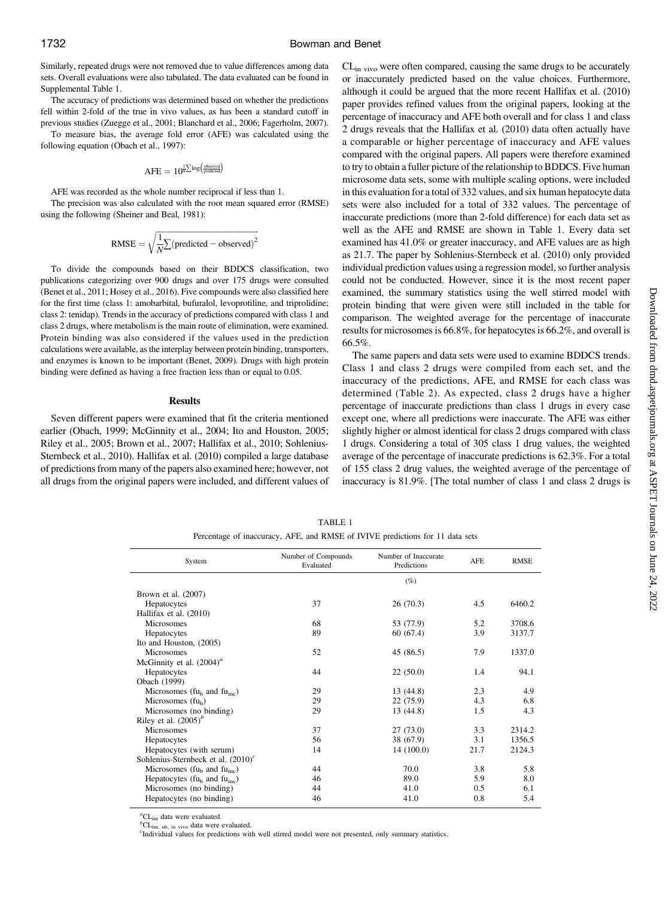Similarly, repeated drugs were not removed due to value differences among data sets. Overall evaluations were also tabulated. The data evaluated can be found in Supplemental Table 1.

The accuracy of predictions was determined based on whether the predictions fell within 2-fold of the true in vivo values, as has been a standard cutoff in previous studies (Zuegge et al., 2001; Blanchard et al., 2006; Fagerholm, 2007).

To measure bias, the average fold error (AFE) was calculated using the following equation (Obach et al., 1997):

$$\mathrm{AFE} = 10^{\frac{1}{N}\sum \log\left(\frac{\mathrm{observed}}{\mathrm{predicted}}\right)}$$

AFE was recorded as the whole number reciprocal if less than 1.

The precision was also calculated with the root mean squared error (RMSE) using the following (Sheiner and Beal, 1981):

$$\mathrm{RMSE} = \sqrt{\frac{1}{N}\sum(\mathrm{predicted} - \mathrm{observed})^2}$$

To divide the compounds based on their BDDCS classification, two publications categorizing over 900 drugs and over 175 drugs were consulted (Benet et al., 2011; Hosey et al., 2016). Five compounds were also classified here for the first time (class 1: amobarbital, bufuralol, levoprotiline, and triprolidine; class 2: tenidap). Trends in the accuracy of predictions compared with class 1 and class 2 drugs, where metabolism is the main route of elimination, were examined. Protein binding was also considered if the values used in the prediction calculations were available, as the interplay between protein binding, transporters, and enzymes is known to be important (Benet, 2009). Drugs with high protein binding were defined as having a free fraction less than or equal to 0.05.

## Results

Seven different papers were examined that fit the criteria mentioned earlier (Obach, 1999; McGinnity et al., 2004; Ito and Houston, 2005; Riley et al., 2005; Brown et al., 2007; Hallifax et al., 2010; Sohlenius-Sternbeck et al., 2010). Hallifax et al. (2010) compiled a large database of predictions from many of the papers also examined here; however, not all drugs from the original papers were included, and different values of $CL_{in\ vivo}$ were often compared, causing the same drugs to be accurately or inaccurately predicted based on the value choices. Furthermore, although it could be argued that the more recent Hallifax et al. (2010) paper provides refined values from the original papers, looking at the percentage of inaccuracy and AFE both overall and for class 1 and class 2 drugs reveals that the Hallifax et al. (2010) data often actually have a comparable or higher percentage of inaccuracy and AFE values compared with the original papers. All papers were therefore examined to try to obtain a fuller picture of the relationship to BDDCS. Five human microsome data sets, some with multiple scaling options, were included in this evaluation for a total of 332 values, and six human hepatocyte data sets were also included for a total of 332 values. The percentage of inaccurate predictions (more than 2-fold difference) for each data set as well as the AFE and RMSE are shown in Table 1. Every data set examined has 41.0% or greater inaccuracy, and AFE values are as high as 21.7. The paper by Sohlenius-Sternbeck et al. (2010) only provided individual prediction values using a regression model, so further analysis could not be conducted. However, since it is the most recent paper examined, the summary statistics using the well stirred model with protein binding that were given were still included in the table for comparison. The weighted average for the percentage of inaccurate results for microsomes is 66.8%, for hepatocytes is 66.2%, and overall is 66.5%.

The same papers and data sets were used to examine BDDCS trends. Class 1 and class 2 drugs were compiled from each set, and the inaccuracy of the predictions, AFE, and RMSE for each class was determined (Table 2). As expected, class 2 drugs have a higher percentage of inaccurate predictions than class 1 drugs in every case except one, where all predictions were inaccurate. The AFE was either slightly higher or almost identical for class 2 drugs compared with class 1 drugs. Considering a total of 305 class 1 drug values, the weighted average of the percentage of inaccurate predictions is 62.3%. For a total of 155 class 2 drug values, the weighted average of the percentage of inaccuracy is 81.9%. [The total number of class 1 and class 2 drugs is

TABLE 1

Percentage of inaccuracy, AFE, and RMSE of IVIVE predictions for 11 data sets

| System | Number of Compounds Evaluated | Number of Inaccurate Predictions | AFE | RMSE |
|---|---|---|---|---|
| | | (%) | | |
| Brown et al. (2007) | | | | |
| Hepatocytes | 37 | 26 (70.3) | 4.5 | 6460.2 |
| Hallifax et al. (2010) | | | | |
| Microsomes | 68 | 53 (77.9) | 5.2 | 3708.6 |
| Hepatocytes | 89 | 60 (67.4) | 3.9 | 3137.7 |
| Ito and Houston, (2005) | | | | |
| Microsomes | 52 | 45 (86.5) | 7.9 | 1337.0 |
| McGinnity et al. (2004)[a] | | | | |
| Hepatocytes | 44 | 22 (50.0) | 1.4 | 94.1 |
| Obach (1999) | | | | |
| Microsomes ($fu_b$ and $fu_{inc}$) | 29 | 13 (44.8) | 2.3 | 4.9 |
| Microsomes ($fu_b$) | 29 | 22 (75.9) | 4.3 | 6.8 |
| Microsomes (no binding) | 29 | 13 (44.8) | 1.5 | 4.3 |
| Riley et al. (2005)[b] | | | | |
| Microsomes | 37 | 27 (73.0) | 3.3 | 2314.2 |
| Hepatocytes | 56 | 38 (67.9) | 3.1 | 1356.5 |
| Hepatocytes (with serum) | 14 | 14 (100.0) | 21.7 | 2124.3 |
| Sohlenius-Sternbeck et al. (2010)[c] | | | | |
| Microsomes ($fu_b$ and $fu_{inc}$) | 44 | 70.0 | 3.8 | 5.8 |
| Hepatocytes ($fu_b$ and $fu_{inc}$) | 46 | 89.0 | 5.9 | 8.0 |
| Microsomes (no binding) | 44 | 41.0 | 0.5 | 6.1 |
| Hepatocytes (no binding) | 46 | 41.0 | 0.8 | 5.4 |

[a] $CL_{int}$ data were evaluated.
[b] $CL_{int,\ ub,\ in\ vivo}$ data were evaluated.
[c] Individual values for predictions with well stirred model were not presented, only summary statistics.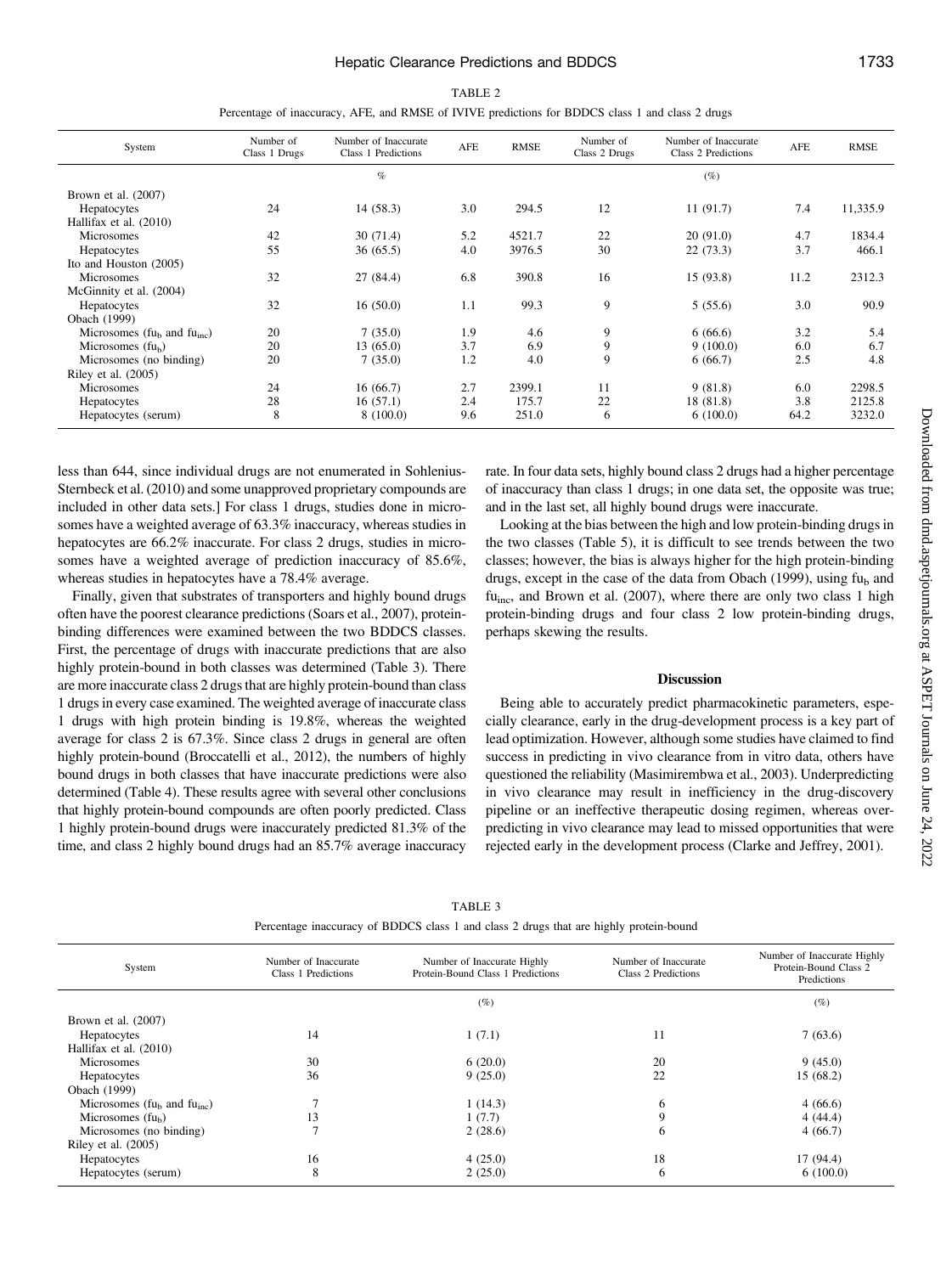TABLE 2

Percentage of inaccuracy, AFE, and RMSE of IVIVE predictions for BDDCS class 1 and class 2 drugs

| System | Number of Class 1 Drugs | Number of Inaccurate Class 1 Predictions | AFE | RMSE | Number of Class 2 Drugs | Number of Inaccurate Class 2 Predictions | AFE | RMSE |
|---|---|---|---|---|---|---|---|---|
| | | % | | | | (%) | | |
| Brown et al. (2007) | | | | | | | | |
| Hepatocytes | 24 | 14 (58.3) | 3.0 | 294.5 | 12 | 11 (91.7) | 7.4 | 11,335.9 |
| Hallifax et al. (2010) | | | | | | | | |
| Microsomes | 42 | 30 (71.4) | 5.2 | 4521.7 | 22 | 20 (91.0) | 4.7 | 1834.4 |
| Hepatocytes | 55 | 36 (65.5) | 4.0 | 3976.5 | 30 | 22 (73.3) | 3.7 | 466.1 |
| Ito and Houston (2005) | | | | | | | | |
| Microsomes | 32 | 27 (84.4) | 6.8 | 390.8 | 16 | 15 (93.8) | 11.2 | 2312.3 |
| McGinnity et al. (2004) | | | | | | | | |
| Hepatocytes | 32 | 16 (50.0) | 1.1 | 99.3 | 9 | 5 (55.6) | 3.0 | 90.9 |
| Obach (1999) | | | | | | | | |
| Microsomes ($fu_b$ and $fu_{inc}$) | 20 | 7 (35.0) | 1.9 | 4.6 | 9 | 6 (66.6) | 3.2 | 5.4 |
| Microsomes ($fu_b$) | 20 | 13 (65.0) | 3.7 | 6.9 | 9 | 9 (100.0) | 6.0 | 6.7 |
| Microsomes (no binding) | 20 | 7 (35.0) | 1.2 | 4.0 | 9 | 6 (66.7) | 2.5 | 4.8 |
| Riley et al. (2005) | | | | | | | | |
| Microsomes | 24 | 16 (66.7) | 2.7 | 2399.1 | 11 | 9 (81.8) | 6.0 | 2298.5 |
| Hepatocytes | 28 | 16 (57.1) | 2.4 | 175.7 | 22 | 18 (81.8) | 3.8 | 2125.8 |
| Hepatocytes (serum) | 8 | 8 (100.0) | 9.6 | 251.0 | 6 | 6 (100.0) | 64.2 | 3232.0 |

less than 644, since individual drugs are not enumerated in Sohlenius-Sternbeck et al. (2010) and some unapproved proprietary compounds are included in other data sets.] For class 1 drugs, studies done in microsomes have a weighted average of 63.3% inaccuracy, whereas studies in hepatocytes are 66.2% inaccurate. For class 2 drugs, studies in microsomes have a weighted average of prediction inaccuracy of 85.6%, whereas studies in hepatocytes have a 78.4% average.

Finally, given that substrates of transporters and highly bound drugs often have the poorest clearance predictions (Soars et al., 2007), protein-binding differences were examined between the two BDDCS classes. First, the percentage of drugs with inaccurate predictions that are also highly protein-bound in both classes was determined (Table 3). There are more inaccurate class 2 drugs that are highly protein-bound than class 1 drugs in every case examined. The weighted average of inaccurate class 1 drugs with high protein binding is 19.8%, whereas the weighted average for class 2 is 67.3%. Since class 2 drugs in general are often highly protein-bound (Broccatelli et al., 2012), the numbers of highly bound drugs in both classes that have inaccurate predictions were also determined (Table 4). These results agree with several other conclusions that highly protein-bound compounds are often poorly predicted. Class 1 highly protein-bound drugs were inaccurately predicted 81.3% of the time, and class 2 highly bound drugs had an 85.7% average inaccuracy rate. In four data sets, highly bound class 2 drugs had a higher percentage of inaccuracy than class 1 drugs; in one data set, the opposite was true; and in the last set, all highly bound drugs were inaccurate.

Looking at the bias between the high and low protein-binding drugs in the two classes (Table 5), it is difficult to see trends between the two classes; however, the bias is always higher for the high protein-binding drugs, except in the case of the data from Obach (1999), using $fu_b$ and $fu_{inc}$, and Brown et al. (2007), where there are only two class 1 high protein-binding drugs and four class 2 low protein-binding drugs, perhaps skewing the results.

## Discussion

Being able to accurately predict pharmacokinetic parameters, especially clearance, early in the drug-development process is a key part of lead optimization. However, although some studies have claimed to find success in predicting in vivo clearance from in vitro data, others have questioned the reliability (Masimirembwa et al., 2003). Underpredicting in vivo clearance may result in inefficiency in the drug-discovery pipeline or an ineffective therapeutic dosing regimen, whereas overpredicting in vivo clearance may lead to missed opportunities that were rejected early in the development process (Clarke and Jeffrey, 2001).

TABLE 3

Percentage inaccuracy of BDDCS class 1 and class 2 drugs that are highly protein-bound

| System | Number of Inaccurate Class 1 Predictions | Number of Inaccurate Highly Protein-Bound Class 1 Predictions | Number of Inaccurate Class 2 Predictions | Number of Inaccurate Highly Protein-Bound Class 2 Predictions |
|---|---|---|---|---|
| | | (%) | | (%) |
| Brown et al. (2007) | | | | |
| Hepatocytes | 14 | 1 (7.1) | 11 | 7 (63.6) |
| Hallifax et al. (2010) | | | | |
| Microsomes | 30 | 6 (20.0) | 20 | 9 (45.0) |
| Hepatocytes | 36 | 9 (25.0) | 22 | 15 (68.2) |
| Obach (1999) | | | | |
| Microsomes ($fu_b$ and $fu_{inc}$) | 7 | 1 (14.3) | 6 | 4 (66.6) |
| Microsomes ($fu_b$) | 13 | 1 (7.7) | 9 | 4 (44.4) |
| Microsomes (no binding) | 7 | 2 (28.6) | 6 | 4 (66.7) |
| Riley et al. (2005) | | | | |
| Hepatocytes | 16 | 4 (25.0) | 18 | 17 (94.4) |
| Hepatocytes (serum) | 8 | 2 (25.0) | 6 | 6 (100.0) |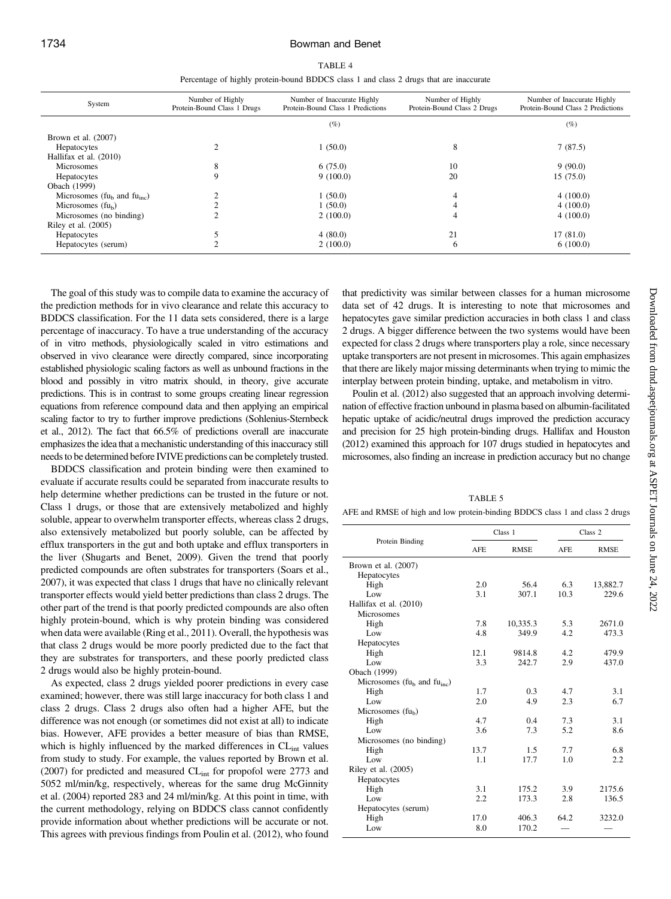TABLE 4

Percentage of highly protein-bound BDDCS class 1 and class 2 drugs that are inaccurate

| System | Number of Highly Protein-Bound Class 1 Drugs | Number of Inaccurate Highly Protein-Bound Class 1 Predictions | Number of Highly Protein-Bound Class 2 Drugs | Number of Inaccurate Highly Protein-Bound Class 2 Predictions |
|---|---|---|---|---|
| | | (%) | | (%) |
| Brown et al. (2007) | | | | |
| Hepatocytes | 2 | 1 (50.0) | 8 | 7 (87.5) |
| Hallifax et al. (2010) | | | | |
| Microsomes | 8 | 6 (75.0) | 10 | 9 (90.0) |
| Hepatocytes | 9 | 9 (100.0) | 20 | 15 (75.0) |
| Obach (1999) | | | | |
| Microsomes ($fu_b$ and $fu_{inc}$) | 2 | 1 (50.0) | 4 | 4 (100.0) |
| Microsomes ($fu_b$) | 2 | 1 (50.0) | 4 | 4 (100.0) |
| Microsomes (no binding) | 2 | 2 (100.0) | 4 | 4 (100.0) |
| Riley et al. (2005) | | | | |
| Hepatocytes | 5 | 4 (80.0) | 21 | 17 (81.0) |
| Hepatocytes (serum) | 2 | 2 (100.0) | 6 | 6 (100.0) |

The goal of this study was to compile data to examine the accuracy of the prediction methods for in vivo clearance and relate this accuracy to BDDCS classification. For the 11 data sets considered, there is a large percentage of inaccuracy. To have a true understanding of the accuracy of in vitro methods, physiologically scaled in vitro estimations and observed in vivo clearance were directly compared, since incorporating established physiologic scaling factors as well as unbound fractions in the blood and possibly in vitro matrix should, in theory, give accurate predictions. This is in contrast to some groups creating linear regression equations from reference compound data and then applying an empirical scaling factor to try to further improve predictions (Sohlenius-Sternbeck et al., 2012). The fact that 66.5% of predictions overall are inaccurate emphasizes the idea that a mechanistic understanding of this inaccuracy still needs to be determined before IVIVE predictions can be completely trusted.

BDDCS classification and protein binding were then examined to evaluate if accurate results could be separated from inaccurate results to help determine whether predictions can be trusted in the future or not. Class 1 drugs, or those that are extensively metabolized and highly soluble, appear to overwhelm transporter effects, whereas class 2 drugs, also extensively metabolized but poorly soluble, can be affected by efflux transporters in the gut and both uptake and efflux transporters in the liver (Shugarts and Benet, 2009). Given the trend that poorly predicted compounds are often substrates for transporters (Soars et al., 2007), it was expected that class 1 drugs that have no clinically relevant transporter effects would yield better predictions than class 2 drugs. The other part of the trend is that poorly predicted compounds are also often highly protein-bound, which is why protein binding was considered when data were available (Ring et al., 2011). Overall, the hypothesis was that class 2 drugs would be more poorly predicted due to the fact that they are substrates for transporters, and these poorly predicted class 2 drugs would also be highly protein-bound.

As expected, class 2 drugs yielded poorer predictions in every case examined; however, there was still large inaccuracy for both class 1 and class 2 drugs. Class 2 drugs also often had a higher AFE, but the difference was not enough (or sometimes did not exist at all) to indicate bias. However, AFE provides a better measure of bias than RMSE, which is highly influenced by the marked differences in $CL_{int}$ values from study to study. For example, the values reported by Brown et al. (2007) for predicted and measured $CL_{int}$ for propofol were 2773 and 5052 ml/min/kg, respectively, whereas for the same drug McGinnity et al. (2004) reported 283 and 24 ml/min/kg. At this point in time, with the current methodology, relying on BDDCS class cannot confidently provide information about whether predictions will be accurate or not. This agrees with previous findings from Poulin et al. (2012), who found that predictivity was similar between classes for a human microsome data set of 42 drugs. It is interesting to note that microsomes and hepatocytes gave similar prediction accuracies in both class 1 and class 2 drugs. A bigger difference between the two systems would have been expected for class 2 drugs where transporters play a role, since necessary uptake transporters are not present in microsomes. This again emphasizes that there are likely major missing determinants when trying to mimic the interplay between protein binding, uptake, and metabolism in vitro.

Poulin et al. (2012) also suggested that an approach involving determination of effective fraction unbound in plasma based on albumin-facilitated hepatic uptake of acidic/neutral drugs improved the prediction accuracy and precision for 25 high protein-binding drugs. Hallifax and Houston (2012) examined this approach for 107 drugs studied in hepatocytes and microsomes, also finding an increase in prediction accuracy but no change

TABLE 5

AFE and RMSE of high and low protein-binding BDDCS class 1 and class 2 drugs

| Protein Binding | Class 1 | | Class 2 | |
|---|---|---|---|---|
| | AFE | RMSE | AFE | RMSE |
| Brown et al. (2007) | | | | |
| Hepatocytes | | | | |
| High | 2.0 | 56.4 | 6.3 | 13,882.7 |
| Low | 3.1 | 307.1 | 10.3 | 229.6 |
| Hallifax et al. (2010) | | | | |
| Microsomes | | | | |
| High | 7.8 | 10,335.3 | 5.3 | 2671.0 |
| Low | 4.8 | 349.9 | 4.2 | 473.3 |
| Hepatocytes | | | | |
| High | 12.1 | 9814.8 | 4.2 | 479.9 |
| Low | 3.3 | 242.7 | 2.9 | 437.0 |
| Obach (1999) | | | | |
| Microsomes ($fu_b$ and $fu_{inc}$) | | | | |
| High | 1.7 | 0.3 | 4.7 | 3.1 |
| Low | 2.0 | 4.9 | 2.3 | 6.7 |
| Microsomes ($fu_b$) | | | | |
| High | 4.7 | 0.4 | 7.3 | 3.1 |
| Low | 3.6 | 7.3 | 5.2 | 8.6 |
| Microsomes (no binding) | | | | |
| High | 13.7 | 1.5 | 7.7 | 6.8 |
| Low | 1.1 | 17.7 | 1.0 | 2.2 |
| Riley et al. (2005) | | | | |
| Hepatocytes | | | | |
| High | 3.1 | 175.2 | 3.9 | 2175.6 |
| Low | 2.2 | 173.3 | 2.8 | 136.5 |
| Hepatocytes (serum) | | | | |
| High | 17.0 | 406.3 | 64.2 | 3232.0 |
| Low | 8.0 | 170.2 | — | — |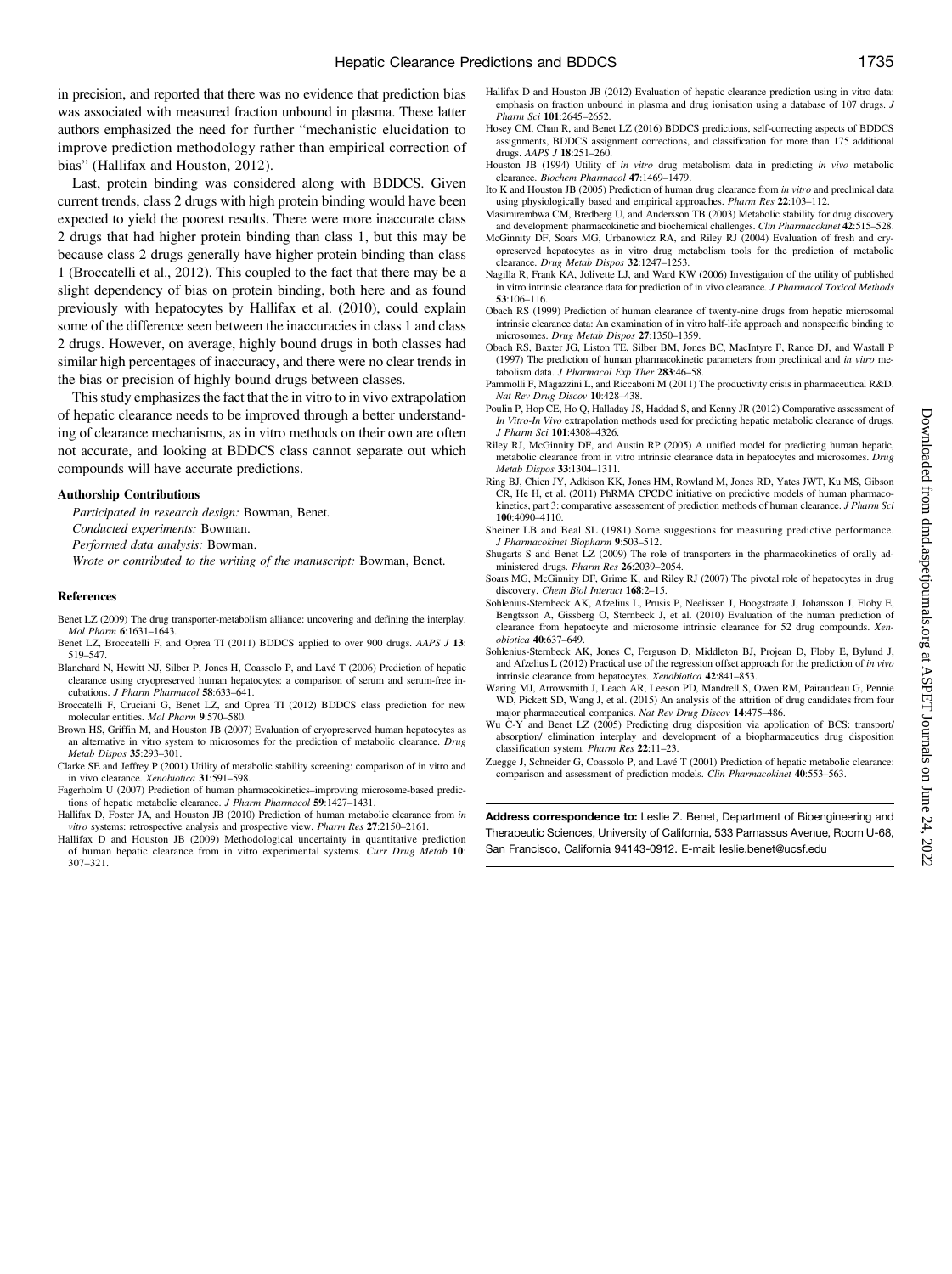in precision, and reported that there was no evidence that prediction bias was associated with measured fraction unbound in plasma. These latter authors emphasized the need for further "mechanistic elucidation to improve prediction methodology rather than empirical correction of bias" (Hallifax and Houston, 2012).

Last, protein binding was considered along with BDDCS. Given current trends, class 2 drugs with high protein binding would have been expected to yield the poorest results. There were more inaccurate class 2 drugs that had higher protein binding than class 1, but this may be because class 2 drugs generally have higher protein binding than class 1 (Broccatelli et al., 2012). This coupled to the fact that there may be a slight dependency of bias on protein binding, both here and as found previously with hepatocytes by Hallifax et al. (2010), could explain some of the difference seen between the inaccuracies in class 1 and class 2 drugs. However, on average, highly bound drugs in both classes had similar high percentages of inaccuracy, and there were no clear trends in the bias or precision of highly bound drugs between classes.

This study emphasizes the fact that the in vitro to in vivo extrapolation of hepatic clearance needs to be improved through a better understanding of clearance mechanisms, as in vitro methods on their own are often not accurate, and looking at BDDCS class cannot separate out which compounds will have accurate predictions.

### Authorship Contributions

*Participated in research design:* Bowman, Benet.

*Conducted experiments:* Bowman.

*Performed data analysis:* Bowman.

*Wrote or contributed to the writing of the manuscript:* Bowman, Benet.

### References

Benet LZ (2009) The drug transporter-metabolism alliance: uncovering and defining the interplay. *Mol Pharm* **6**:1631–1643.

Benet LZ, Broccatelli F, and Oprea TI (2011) BDDCS applied to over 900 drugs. *AAPS J* **13**: 519–547.

Blanchard N, Hewitt NJ, Silber P, Jones H, Coassolo P, and Lavé T (2006) Prediction of hepatic clearance using cryopreserved human hepatocytes: a comparison of serum and serum-free incubations. *J Pharm Pharmacol* **58**:633–641.

Broccatelli F, Cruciani G, Benet LZ, and Oprea TI (2012) BDDCS class prediction for new molecular entities. *Mol Pharm* **9**:570–580.

Brown HS, Griffin M, and Houston JB (2007) Evaluation of cryopreserved human hepatocytes as an alternative in vitro system to microsomes for the prediction of metabolic clearance. *Drug Metab Dispos* **35**:293–301.

Clarke SE and Jeffrey P (2001) Utility of metabolic stability screening: comparison of in vitro and in vivo clearance. *Xenobiotica* **31**:591–598.

Fagerholm U (2007) Prediction of human pharmacokinetics–improving microsome-based predictions of hepatic metabolic clearance. *J Pharm Pharmacol* **59**:1427–1431.

Hallifax D, Foster JA, and Houston JB (2010) Prediction of human metabolic clearance from *in vitro* systems: retrospective analysis and prospective view. *Pharm Res* **27**:2150–2161.

Hallifax D and Houston JB (2009) Methodological uncertainty in quantitative prediction of human hepatic clearance from in vitro experimental systems. *Curr Drug Metab* **10**: 307–321.

Hallifax D and Houston JB (2012) Evaluation of hepatic clearance prediction using in vitro data: emphasis on fraction unbound in plasma and drug ionisation using a database of 107 drugs. *J Pharm Sci* **101**:2645–2652.

Hosey CM, Chan R, and Benet LZ (2016) BDDCS predictions, self-correcting aspects of BDDCS assignments, BDDCS assignment corrections, and classification for more than 175 additional drugs. *AAPS J* **18**:251–260.

Houston JB (1994) Utility of *in vitro* drug metabolism data in predicting *in vivo* metabolic clearance. *Biochem Pharmacol* **47**:1469–1479.

Ito K and Houston JB (2005) Prediction of human drug clearance from *in vitro* and preclinical data using physiologically based and empirical approaches. *Pharm Res* **22**:103–112.

Masimirembwa CM, Bredberg U, and Andersson TB (2003) Metabolic stability for drug discovery and development: pharmacokinetic and biochemical challenges. *Clin Pharmacokinet* **42**:515–528.

McGinnity DF, Soars MG, Urbanowicz RA, and Riley RJ (2004) Evaluation of fresh and cryopreserved hepatocytes as in vitro drug metabolism tools for the prediction of metabolic clearance. *Drug Metab Dispos* **32**:1247–1253.

Nagilla R, Frank KA, Jolivette LJ, and Ward KW (2006) Investigation of the utility of published in vitro intrinsic clearance data for prediction of in vivo clearance. *J Pharmacol Toxicol Methods* **53**:106–116.

Obach RS (1999) Prediction of human clearance of twenty-nine drugs from hepatic microsomal intrinsic clearance data: An examination of in vitro half-life approach and nonspecific binding to microsomes. *Drug Metab Dispos* **27**:1350–1359.

Obach RS, Baxter JG, Liston TE, Silber BM, Jones BC, MacIntyre F, Rance DJ, and Wastall P (1997) The prediction of human pharmacokinetic parameters from preclinical and *in vitro* metabolism data. *J Pharmacol Exp Ther* **283**:46–58.

Pammolli F, Magazzini L, and Riccaboni M (2011) The productivity crisis in pharmaceutical R&D. *Nat Rev Drug Discov* **10**:428–438.

Poulin P, Hop CE, Ho Q, Halladay JS, Haddad S, and Kenny JR (2012) Comparative assessment of *In Vitro-In Vivo* extrapolation methods used for predicting hepatic metabolic clearance of drugs. *J Pharm Sci* **101**:4308–4326.

Riley RJ, McGinnity DF, and Austin RP (2005) A unified model for predicting human hepatic, metabolic clearance from in vitro intrinsic clearance data in hepatocytes and microsomes. *Drug Metab Dispos* **33**:1304–1311.

Ring BJ, Chien JY, Adkison KK, Jones HM, Rowland M, Jones RD, Yates JWT, Ku MS, Gibson CR, He H, et al. (2011) PhRMA CPCDC initiative on predictive models of human pharmacokinetics, part 3: comparative assessement of prediction methods of human clearance. *J Pharm Sci* **100**:4090–4110.

Sheiner LB and Beal SL (1981) Some suggestions for measuring predictive performance. *J Pharmacokinet Biopharm* **9**:503–512.

Shugarts S and Benet LZ (2009) The role of transporters in the pharmacokinetics of orally administered drugs. *Pharm Res* **26**:2039–2054.

Soars MG, McGinnity DF, Grime K, and Riley RJ (2007) The pivotal role of hepatocytes in drug discovery. *Chem Biol Interact* **168**:2–15.

Sohlenius-Sternbeck AK, Afzelius L, Prusis P, Neelissen J, Hoogstraate J, Johansson J, Floby E, Bengtsson A, Gissberg O, Sternbeck J, et al. (2010) Evaluation of the human prediction of clearance from hepatocyte and microsome intrinsic clearance for 52 drug compounds. *Xenobiotica* **40**:637–649.

Sohlenius-Sternbeck AK, Jones C, Ferguson D, Middleton BJ, Projean D, Floby E, Bylund J, and Afzelius L (2012) Practical use of the regression offset approach for the prediction of *in vivo* intrinsic clearance from hepatocytes. *Xenobiotica* **42**:841–853.

Waring MJ, Arrowsmith J, Leach AR, Leeson PD, Mandrell S, Owen RM, Pairaudeau G, Pennie WD, Pickett SD, Wang J, et al. (2015) An analysis of the attrition of drug candidates from four major pharmaceutical companies. *Nat Rev Drug Discov* **14**:475–486.

Wu C-Y and Benet LZ (2005) Predicting drug disposition via application of BCS: transport/absorption/ elimination interplay and development of a biopharmaceutics drug disposition classification system. *Pharm Res* **22**:11–23.

Zuegge J, Schneider G, Coassolo P, and Lavé T (2001) Prediction of hepatic metabolic clearance: comparison and assessment of prediction models. *Clin Pharmacokinet* **40**:553–563.

**Address correspondence to:** Leslie Z. Benet, Department of Bioengineering and Therapeutic Sciences, University of California, 533 Parnassus Avenue, Room U-68, San Francisco, California 94143-0912. E-mail: leslie.benet@ucsf.edu